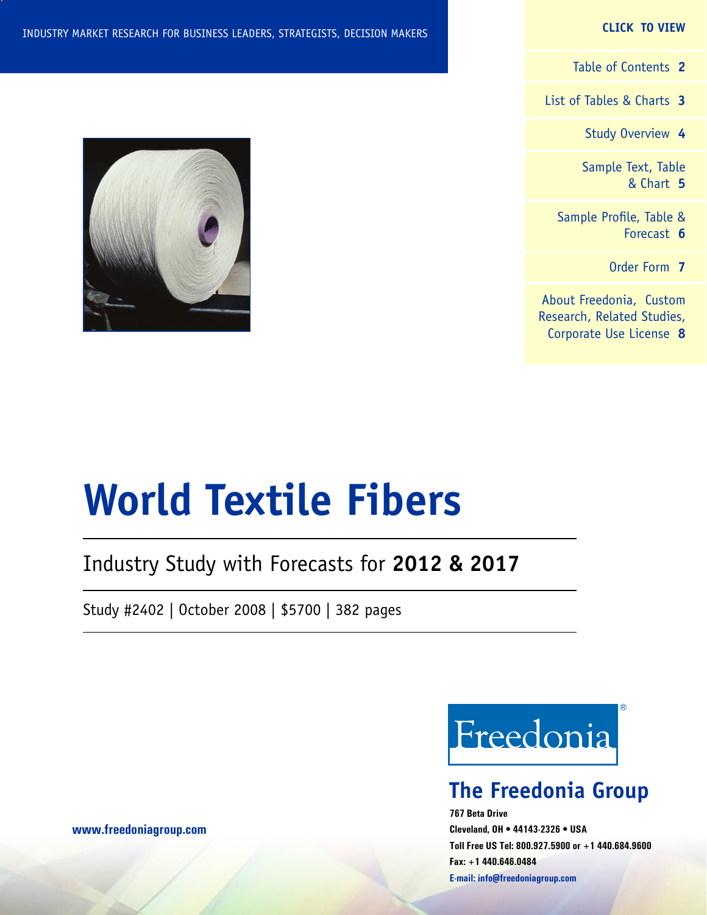INDUSTRY MARKET RESEARCH FOR BUSINESS LEADERS, STRATEGISTS, DECISION MAKERS

**CLICK TO VIEW**

- Table of Contents **2**
- List of Tables & Charts **3**
- Study Overview **4**
- Sample Text, Table & Chart **5**
- Sample Profile, Table & Forecast **6**
- Order Form **7**
- About Freedonia, Custom Research, Related Studies, Corporate Use License **8**

# World Textile Fibers

## Industry Study with Forecasts for **2012 & 2017**

Study #2402 | October 2008 | $5700 | 382 pages

Freedonia®

**The Freedonia Group**

**767 Beta Drive**
**Cleveland, OH • 44143-2326 • USA**
**Toll Free US Tel: 800.927.5900 or +1 440.684.9600**
**Fax: +1 440.646.0484**
**E-mail: info@freedoniagroup.com**

**www.freedoniagroup.com**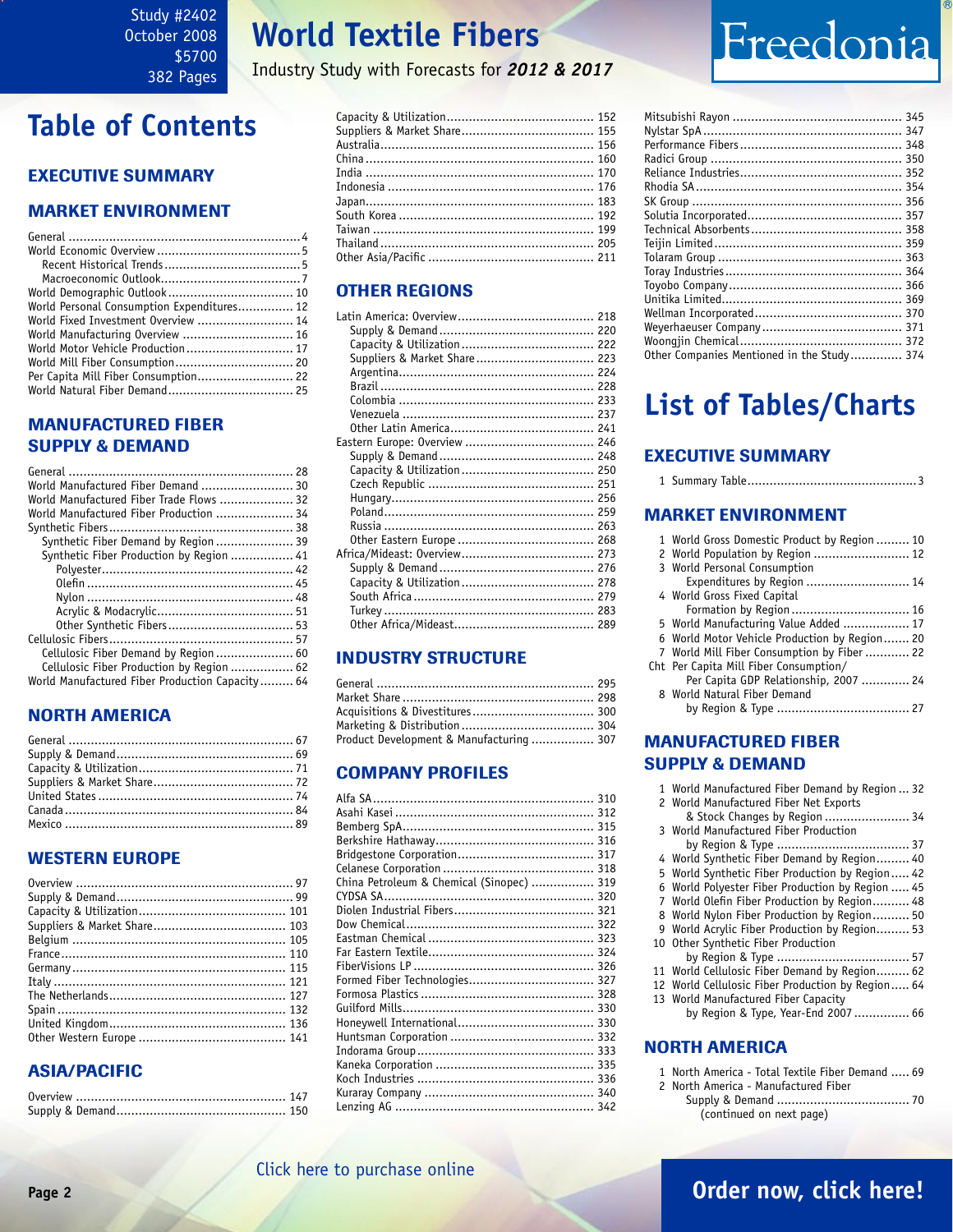Study #2402
October 2008
$5700
382 Pages

# World Textile Fibers

Industry Study with Forecasts for ***2012 & 2017***

# Table of Contents

## EXECUTIVE SUMMARY

## MARKET ENVIRONMENT

General ........ 4
World Economic Overview ........ 5
- Recent Historical Trends ........ 5
- Macroeconomic Outlook ........ 7

World Demographic Outlook ........ 10
World Personal Consumption Expenditures ........ 12
World Fixed Investment Overview ........ 14
World Manufacturing Overview ........ 16
World Motor Vehicle Production ........ 17
World Mill Fiber Consumption ........ 20
Per Capita Mill Fiber Consumption ........ 22
World Natural Fiber Demand ........ 25

## MANUFACTURED FIBER SUPPLY & DEMAND

General ........ 28
World Manufactured Fiber Demand ........ 30
World Manufactured Fiber Trade Flows ........ 32
World Manufactured Fiber Production ........ 34
Synthetic Fibers ........ 38
- Synthetic Fiber Demand by Region ........ 39
- Synthetic Fiber Production by Region ........ 41
  - Polyester ........ 42
  - Olefin ........ 45
  - Nylon ........ 48
  - Acrylic & Modacrylic ........ 51
  - Other Synthetic Fibers ........ 53

Cellulosic Fibers ........ 57
- Cellulosic Fiber Demand by Region ........ 60
- Cellulosic Fiber Production by Region ........ 62

World Manufactured Fiber Production Capacity ........ 64

## NORTH AMERICA

General ........ 67
Supply & Demand ........ 69
Capacity & Utilization ........ 71
Suppliers & Market Share ........ 72
United States ........ 74
Canada ........ 84
Mexico ........ 89

## WESTERN EUROPE

Overview ........ 97
Supply & Demand ........ 99
Capacity & Utilization ........ 101
Suppliers & Market Share ........ 103
Belgium ........ 105
France ........ 110
Germany ........ 115
Italy ........ 121
The Netherlands ........ 127
Spain ........ 132
United Kingdom ........ 136
Other Western Europe ........ 141

## ASIA/PACIFIC

Overview ........ 147
Supply & Demand ........ 150
Capacity & Utilization ........ 152
Suppliers & Market Share ........ 155
Australia ........ 156
China ........ 160
India ........ 170
Indonesia ........ 176
Japan ........ 183
South Korea ........ 192
Taiwan ........ 199
Thailand ........ 205
Other Asia/Pacific ........ 211

## OTHER REGIONS

Latin America: Overview ........ 218
- Supply & Demand ........ 220
- Capacity & Utilization ........ 222
- Suppliers & Market Share ........ 223
- Argentina ........ 224
- Brazil ........ 228
- Colombia ........ 233
- Venezuela ........ 237
- Other Latin America ........ 241

Eastern Europe: Overview ........ 246
- Supply & Demand ........ 248
- Capacity & Utilization ........ 250
- Czech Republic ........ 251
- Hungary ........ 256
- Poland ........ 259
- Russia ........ 263
- Other Eastern Europe ........ 268

Africa/Mideast: Overview ........ 273
- Supply & Demand ........ 276
- Capacity & Utilization ........ 278
- South Africa ........ 279
- Turkey ........ 283
- Other Africa/Mideast ........ 289

## INDUSTRY STRUCTURE

General ........ 295
Market Share ........ 298
Acquisitions & Divestitures ........ 300
Marketing & Distribution ........ 304
Product Development & Manufacturing ........ 307

## COMPANY PROFILES

Alfa SA ........ 310
Asahi Kasei ........ 312
Bemberg SpA ........ 315
Berkshire Hathaway ........ 316
Bridgestone Corporation ........ 317
Celanese Corporation ........ 318
China Petroleum & Chemical (Sinopec) ........ 319
CYDSA SA ........ 320
Diolen Industrial Fibers ........ 321
Dow Chemical ........ 322
Eastman Chemical ........ 323
Far Eastern Textile ........ 324
FiberVisions LP ........ 326
Formed Fiber Technologies ........ 327
Formosa Plastics ........ 328
Guilford Mills ........ 330
Honeywell International ........ 330
Huntsman Corporation ........ 332
Indorama Group ........ 333
Kaneka Corporation ........ 335
Koch Industries ........ 336
Kuraray Company ........ 340
Lenzing AG ........ 342
Mitsubishi Rayon ........ 345
Nylstar SpA ........ 347
Performance Fibers ........ 348
Radici Group ........ 350
Reliance Industries ........ 352
Rhodia SA ........ 354
SK Group ........ 356
Solutia Incorporated ........ 357
Technical Absorbents ........ 358
Teijin Limited ........ 359
Tolaram Group ........ 363
Toray Industries ........ 364
Toyobo Company ........ 366
Unitika Limited ........ 369
Wellman Incorporated ........ 370
Weyerhaeuser Company ........ 371
Woongjin Chemical ........ 372
Other Companies Mentioned in the Study ........ 374

# List of Tables/Charts

## EXECUTIVE SUMMARY

1 Summary Table ........ 3

## MARKET ENVIRONMENT

1 World Gross Domestic Product by Region ........ 10
2 World Population by Region ........ 12
3 World Personal Consumption Expenditures by Region ........ 14
4 World Gross Fixed Capital Formation by Region ........ 16
5 World Manufacturing Value Added ........ 17
6 World Motor Vehicle Production by Region ........ 20
7 World Mill Fiber Consumption by Fiber ........ 22
Cht Per Capita Mill Fiber Consumption/ Per Capita GDP Relationship, 2007 ........ 24
8 World Natural Fiber Demand by Region & Type ........ 27

## MANUFACTURED FIBER SUPPLY & DEMAND

1 World Manufactured Fiber Demand by Region ... 32
2 World Manufactured Fiber Net Exports & Stock Changes by Region ........ 34
3 World Manufactured Fiber Production by Region & Type ........ 37
4 World Synthetic Fiber Demand by Region ........ 40
5 World Synthetic Fiber Production by Region ........ 42
6 World Polyester Fiber Production by Region ........ 45
7 World Olefin Fiber Production by Region ........ 48
8 World Nylon Fiber Production by Region ........ 50
9 World Acrylic Fiber Production by Region ........ 53
10 Other Synthetic Fiber Production by Region & Type ........ 57
11 World Cellulosic Fiber Demand by Region ........ 62
12 World Cellulosic Fiber Production by Region ........ 64
13 World Manufactured Fiber Capacity by Region & Type, Year-End 2007 ........ 66

## NORTH AMERICA

1 North America - Total Textile Fiber Demand ........ 69
2 North America - Manufactured Fiber Supply & Demand ........ 70

(continued on next page)

Click here to purchase online

Order now, click here!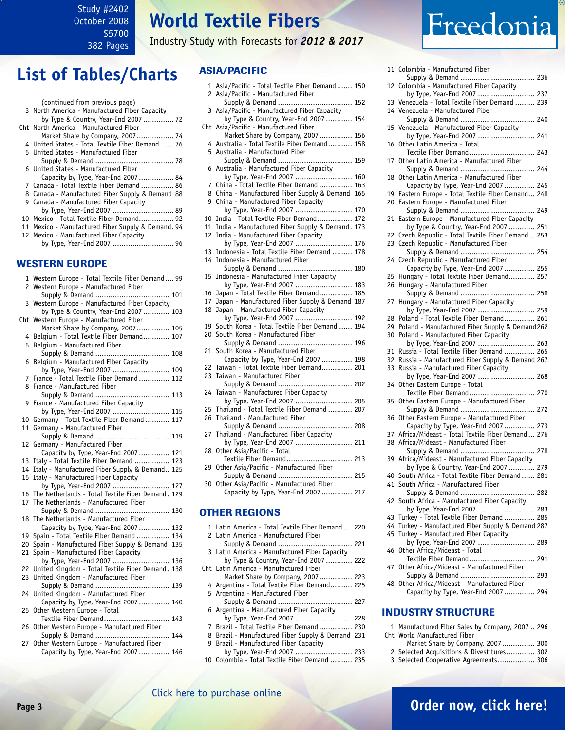Study #2402
October 2008
$5700
382 Pages

# World Textile Fibers

Industry Study with Forecasts for ***2012 & 2017***

## List of Tables/Charts

(continued from previous page)

- 3 North America - Manufactured Fiber Capacity by Type & Country, Year-End 2007 .............. 72
- Cht North America - Manufactured Fiber Market Share by Company, 2007 ................. 74
- 4 United States - Total Textile Fiber Demand ...... 76
- 5 United States - Manufactured Fiber Supply & Demand .................................... 78
- 6 United States - Manufactured Fiber Capacity by Type, Year-End 2007 ................ 84
- 7 Canada - Total Textile Fiber Demand ............... 86
- 8 Canada - Manufactured Fiber Supply & Demand 88
- 9 Canada - Manufactured Fiber Capacity by Type, Year-End 2007 ............................ 89
- 10 Mexico - Total Textile Fiber Demand................ 92
- 11 Mexico - Manufactured Fiber Supply & Demand. 94
- 12 Mexico - Manufactured Fiber Capacity by Type, Year-End 2007 ............................ 96

### WESTERN EUROPE

- 1 Western Europe - Total Textile Fiber Demand .... 99
- 2 Western Europe - Manufactured Fiber Supply & Demand .................................. 101
- 3 Western Europe - Manufactured Fiber Capacity by Type & Country, Year-End 2007 ............ 103
- Cht Western Europe - Manufactured Fiber Market Share by Company, 2007 ............... 105
- 4 Belgium - Total Textile Fiber Demand............ 107
- 5 Belgium - Manufactured Fiber Supply & Demand .................................. 108
- 6 Belgium - Manufactured Fiber Capacity by Type, Year-End 2007 .......................... 109
- 7 France - Total Textile Fiber Demand .............. 112
- 8 France - Manufactured Fiber Supply & Demand .................................. 113
- 9 France - Manufactured Fiber Capacity by Type, Year-End 2007 .......................... 115
- 10 Germany - Total Textile Fiber Demand ........... 117
- 11 Germany - Manufactured Fiber Supply & Demand .................................. 119
- 12 Germany - Manufactured Fiber Capacity by Type, Year-End 2007 .............. 121
- 13 Italy - Total Textile Fiber Demand ................ 123
- 14 Italy - Manufactured Fiber Supply & Demand.. 125
- 15 Italy - Manufactured Fiber Capacity by Type, Year-End 2007 .......................... 127
- 16 The Netherlands - Total Textile Fiber Demand . 129
- 17 The Netherlands - Manufactured Fiber Supply & Demand .................................. 130
- 18 The Netherlands - Manufactured Fiber Capacity by Type, Year-End 2007 .............. 132
- 19 Spain - Total Textile Fiber Demand ............... 134
- 20 Spain - Manufactured Fiber Supply & Demand 135
- 21 Spain - Manufactured Fiber Capacity by Type, Year-End 2007 .......................... 136
- 22 United Kingdom - Total Textile Fiber Demand . 138
- 23 United Kingdom - Manufactured Fiber Supply & Demand .................................. 139
- 24 United Kingdom - Manufactured Fiber Capacity by Type, Year-End 2007 .............. 140
- 25 Other Western Europe - Total Textile Fiber Demand.............................. 143
- 26 Other Western Europe - Manufactured Fiber Supply & Demand .................................. 144
- 27 Other Western Europe - Manufactured Fiber Capacity by Type, Year-End 2007 .............. 146

### ASIA/PACIFIC

- 1 Asia/Pacific - Total Textile Fiber Demand ....... 150
- 2 Asia/Pacific - Manufactured Fiber Supply & Demand .................................. 152
- 3 Asia/Pacific - Manufactured Fiber Capacity by Type & Country, Year-End 2007 ............ 154
- Cht Asia/Pacific - Manufactured Fiber Market Share by Company, 2007 ............... 156
- 4 Australia - Total Textile Fiber Demand ........... 158
- 5 Australia - Manufactured Fiber Supply & Demand .................................. 159
- 6 Australia - Manufactured Fiber Capacity by Type, Year-End 2007 .......................... 160
- 7 China - Total Textile Fiber Demand ............... 163
- 8 China - Manufactured Fiber Supply & Demand 165
- 9 China - Manufactured Fiber Capacity by Type, Year-End 2007 .......................... 170
- 10 India - Total Textile Fiber Demand................ 172
- 11 India - Manufactured Fiber Supply & Demand . 173
- 12 India - Manufactured Fiber Capacity by Type, Year-End 2007 .......................... 176
- 13 Indonesia - Total Textile Fiber Demand ......... 178
- 14 Indonesia - Manufactured Fiber Supply & Demand .................................. 180
- 15 Indonesia - Manufactured Fiber Capacity by Type, Year-End 2007 .......................... 183
- 16 Japan - Total Textile Fiber Demand............... 185
- 17 Japan - Manufactured Fiber Supply & Demand 187
- 18 Japan - Manufactured Fiber Capacity by Type, Year-End 2007 .......................... 192
- 19 South Korea - Total Textile Fiber Demand ...... 194
- 20 South Korea - Manufactured Fiber Supply & Demand .................................. 196
- 21 South Korea - Manufactured Fiber Capacity by Type, Year-End 2007 .............. 198
- 22 Taiwan - Total Textile Fiber Demand.............. 201
- 23 Taiwan - Manufactured Fiber Supply & Demand .................................. 202
- 24 Taiwan - Manufactured Fiber Capacity by Type, Year-End 2007 .......................... 205
- 25 Thailand - Total Textile Fiber Demand ........... 207
- 26 Thailand - Manufactured Fiber Supply & Demand .................................. 208
- 27 Thailand - Manufactured Fiber Capacity by Type, Year-End 2007 .......................... 211
- 28 Other Asia/Pacific - Total Textile Fiber Demand.............................. 213
- 29 Other Asia/Pacific - Manufactured Fiber Supply & Demand .................................. 215
- 30 Other Asia/Pacific - Manufactured Fiber Capacity by Type, Year-End 2007 .............. 217

### OTHER REGIONS

- 1 Latin America - Total Textile Fiber Demand .... 220
- 2 Latin America - Manufactured Fiber Supply & Demand .................................. 221
- 3 Latin America - Manufactured Fiber Capacity by Type & Country, Year-End 2007 ............ 222
- Cht Latin America - Manufactured Fiber Market Share by Company, 2007 ............... 223
- 4 Argentina - Total Textile Fiber Demand.......... 225
- 5 Argentina - Manufactured Fiber Supply & Demand .................................. 227
- 6 Argentina - Manufactured Fiber Capacity by Type, Year-End 2007 .......................... 228
- 7 Brazil - Total Textile Fiber Demand ............... 230
- 8 Brazil - Manufactured Fiber Supply & Demand 231
- 9 Brazil - Manufactured Fiber Capacity by Type, Year-End 2007 .......................... 233
- 10 Colombia - Total Textile Fiber Demand .......... 235
- 11 Colombia - Manufactured Fiber Supply & Demand .................................. 236
- 12 Colombia - Manufactured Fiber Capacity by Type, Year-End 2007 .......................... 237
- 13 Venezuela - Total Textile Fiber Demand ......... 239
- 14 Venezuela - Manufactured Fiber Supply & Demand .................................. 240
- 15 Venezuela - Manufactured Fiber Capacity by Type, Year-End 2007 .......................... 241
- 16 Other Latin America - Total Textile Fiber Demand.............................. 243
- 17 Other Latin America - Manufactured Fiber Supply & Demand .................................. 244
- 18 Other Latin America - Manufactured Fiber Capacity by Type, Year-End 2007 .............. 245
- 19 Eastern Europe - Total Textile Fiber Demand... 248
- 20 Eastern Europe - Manufactured Fiber Supply & Demand .................................. 249
- 21 Eastern Europe - Manufactured Fiber Capacity by Type & Country, Year-End 2007 ............ 251
- 22 Czech Republic - Total Textile Fiber Demand .. 253
- 23 Czech Republic - Manufactured Fiber Supply & Demand .................................. 254
- 24 Czech Republic - Manufactured Fiber Capacity by Type, Year-End 2007 .............. 255
- 25 Hungary - Total Textile Fiber Demand............ 257
- 26 Hungary - Manufactured Fiber Supply & Demand .................................. 258
- 27 Hungary - Manufactured Fiber Capacity by Type, Year-End 2007 .......................... 259
- 28 Poland - Total Textile Fiber Demand.............. 261
- 29 Poland - Manufactured Fiber Supply & Demand 262
- 30 Poland - Manufactured Fiber Capacity by Type, Year-End 2007 .......................... 263
- 31 Russia - Total Textile Fiber Demand .............. 265
- 32 Russia - Manufactured Fiber Supply & Demand 267
- 33 Russia - Manufactured Fiber Capacity by Type, Year-End 2007 .......................... 268
- 34 Other Eastern Europe - Total Textile Fiber Demand.............................. 270
- 35 Other Eastern Europe - Manufactured Fiber Supply & Demand .................................. 272
- 36 Other Eastern Europe - Manufactured Fiber Capacity by Type, Year-End 2007 .............. 273
- 37 Africa/Mideast - Total Textile Fiber Demand ... 276
- 38 Africa/Mideast - Manufactured Fiber Supply & Demand .................................. 278
- 39 Africa/Mideast - Manufactured Fiber Capacity by Type & Country, Year-End 2007 ............ 279
- 40 South Africa - Total Textile Fiber Demand ...... 281
- 41 South Africa - Manufactured Fiber Supply & Demand .................................. 282
- 42 South Africa - Manufactured Fiber Capacity by Type, Year-End 2007 .......................... 283
- 43 Turkey - Total Textile Fiber Demand .............. 285
- 44 Turkey - Manufactured Fiber Supply & Demand 287
- 45 Turkey - Manufactured Fiber Capacity by Type, Year-End 2007 .......................... 289
- 46 Other Africa/Mideast - Total Textile Fiber Demand.............................. 291
- 47 Other Africa/Mideast - Manufactured Fiber Supply & Demand .................................. 293
- 48 Other Africa/Mideast - Manufactured Fiber Capacity by Type, Year-End 2007 .............. 294

### INDUSTRY STRUCTURE

- 1 Manufactured Fiber Sales by Company, 2007 .. 296
- Cht World Manufactured Fiber Market Share by Company, 2007 ............... 300
- 2 Selected Acquisitions & Divestitures............. 302
- 3 Selected Cooperative Agreements................. 306

Click here to purchase online

**Order now, click here!**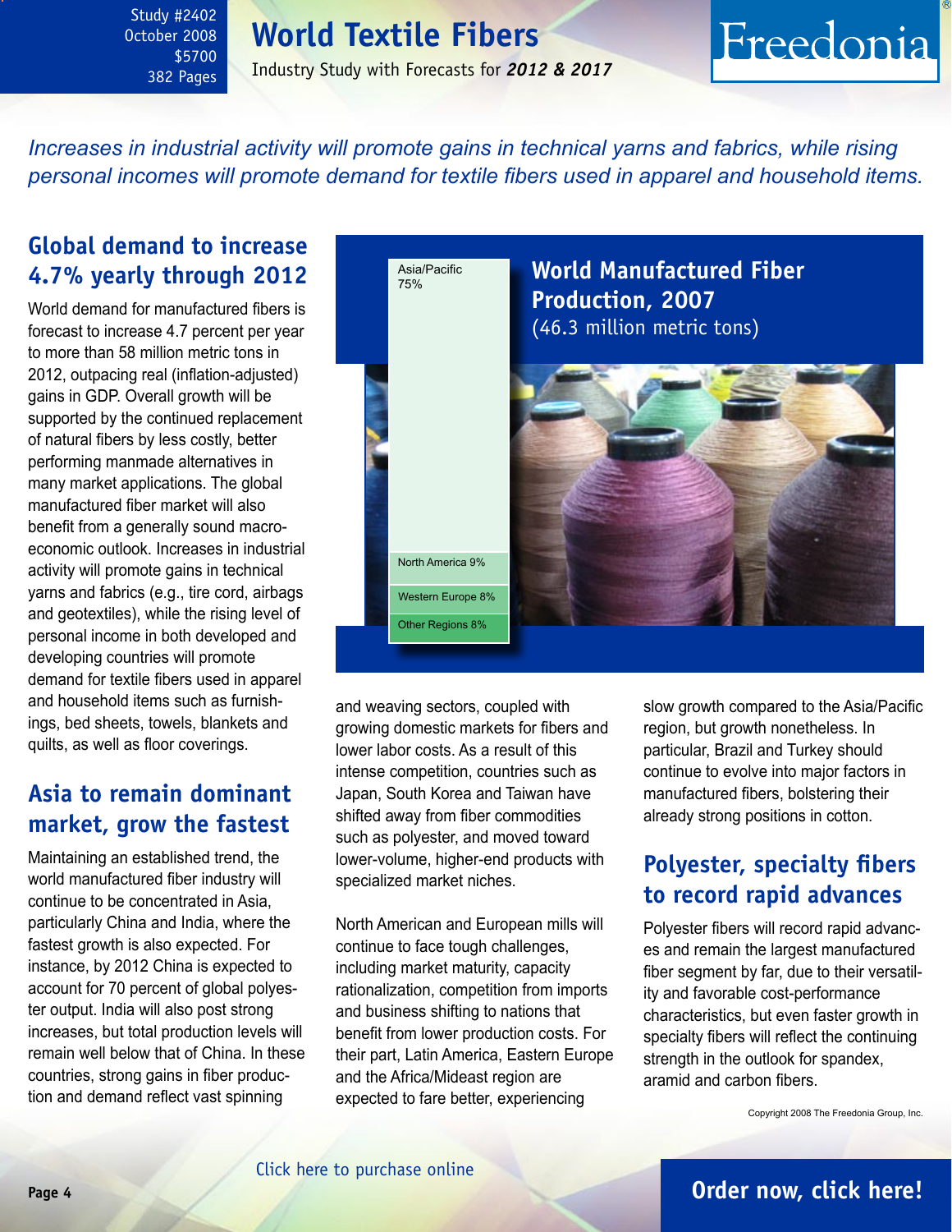Study #2402
October 2008
$5700
382 Pages

# World Textile Fibers

Industry Study with Forecasts for ***2012 & 2017***

*Increases in industrial activity will promote gains in technical yarns and fabrics, while rising personal incomes will promote demand for textile fibers used in apparel and household items.*

## Global demand to increase 4.7% yearly through 2012

World demand for manufactured fibers is forecast to increase 4.7 percent per year to more than 58 million metric tons in 2012, outpacing real (inflation-adjusted) gains in GDP. Overall growth will be supported by the continued replacement of natural fibers by less costly, better performing manmade alternatives in many market applications. The global manufactured fiber market will also benefit from a generally sound macroeconomic outlook. Increases in industrial activity will promote gains in technical yarns and fabrics (e.g., tire cord, airbags and geotextiles), while the rising level of personal income in both developed and developing countries will promote demand for textile fibers used in apparel and household items such as furnishings, bed sheets, towels, blankets and quilts, as well as floor coverings.

**World Manufactured Fiber Production, 2007**
(46.3 million metric tons)

| Region | Share |
|---|---|
| Asia/Pacific | 75% |
| North America | 9% |
| Western Europe | 8% |
| Other Regions | 8% |

## Asia to remain dominant market, grow the fastest

Maintaining an established trend, the world manufactured fiber industry will continue to be concentrated in Asia, particularly China and India, where the fastest growth is also expected. For instance, by 2012 China is expected to account for 70 percent of global polyester output. India will also post strong increases, but total production levels will remain well below that of China. In these countries, strong gains in fiber production and demand reflect vast spinning and weaving sectors, coupled with growing domestic markets for fibers and lower labor costs. As a result of this intense competition, countries such as Japan, South Korea and Taiwan have shifted away from fiber commodities such as polyester, and moved toward lower-volume, higher-end products with specialized market niches.

North American and European mills will continue to face tough challenges, including market maturity, capacity rationalization, competition from imports and business shifting to nations that benefit from lower production costs. For their part, Latin America, Eastern Europe and the Africa/Mideast region are expected to fare better, experiencing slow growth compared to the Asia/Pacific region, but growth nonetheless. In particular, Brazil and Turkey should continue to evolve into major factors in manufactured fibers, bolstering their already strong positions in cotton.

## Polyester, specialty fibers to record rapid advances

Polyester fibers will record rapid advances and remain the largest manufactured fiber segment by far, due to their versatility and favorable cost-performance characteristics, but even faster growth in specialty fibers will reflect the continuing strength in the outlook for spandex, aramid and carbon fibers.

Copyright 2008 The Freedonia Group, Inc.

Click here to purchase online

**Order now, click here!**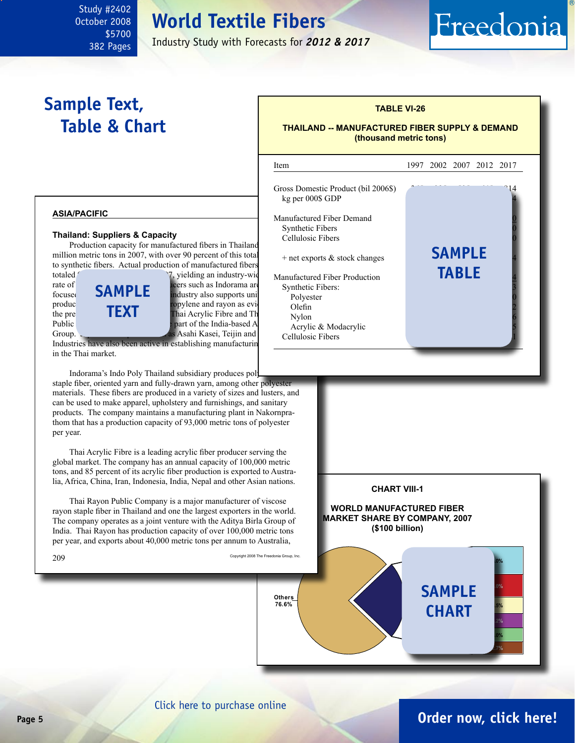Study #2402
October 2008
$5700
382 Pages

# World Textile Fibers

Industry Study with Forecasts for ***2012 & 2017***

## Sample Text, Table & Chart

**TABLE VI-26**

**THAILAND -- MANUFACTURED FIBER SUPPLY & DEMAND (thousand metric tons)**

| Item | 1997 | 2002 | 2007 | 2012 | 2017 |
|---|---|---|---|---|---|
| Gross Domestic Product (bil 2006$) | | | | | 314 |
| kg per 000$ GDP | | | | | 4 |
| Manufactured Fiber Demand | | | | | 0 |
| Synthetic Fibers | | | | | 0 |
| Cellulosic Fibers | | | | | 0 |
| + net exports & stock changes | | | | | 4 |
| Manufactured Fiber Production | | | | | 4 |
| Synthetic Fibers: | | | | | 3 |
| Polyester | | | | | 0 |
| Olefin | | | | | 2 |
| Nylon | | | | | 6 |
| Acrylic & Modacrylic | | | | | 5 |
| Cellulosic Fibers | | | | | 1 |

SAMPLE TABLE

### ASIA/PACIFIC

**Thailand: Suppliers & Capacity**

Production capacity for manufactured fibers in Thailand ... million metric tons in 2007, with over 90 percent of this total ... to synthetic fibers. Actual production of manufactured fibers totaled ... 7, yielding an industry-wi... rate of ... ucers such as Indorama ar... focuse... industry also supports uni... produc... ropylene and rayon as evi... the pre... Thai Acrylic Fibre and Th... Public ... part of the India-based A... Group. ... as Asahi Kasei, Teijin and ... Industries have also been active in establishing manufacturin... in the Thai market.

SAMPLE TEXT

Indorama's Indo Poly Thailand subsidiary produces pol... staple fiber, oriented yarn and fully-drawn yarn, among other polyester materials. These fibers are produced in a variety of sizes and lusters, and can be used to make apparel, upholstery and furnishings, and sanitary products. The company maintains a manufacturing plant in Nakornpra­thom that has a production capacity of 93,000 metric tons of polyester per year.

Thai Acrylic Fibre is a leading acrylic fiber producer serving the global market. The company has an annual capacity of 100,000 metric tons, and 85 percent of its acrylic fiber production is exported to Australia, Africa, China, Iran, Indonesia, India, Nepal and other Asian nations.

Thai Rayon Public Company is a major manufacturer of viscose rayon staple fiber in Thailand and one the largest exporters in the world. The company operates as a joint venture with the Aditya Birla Group of India. Thai Rayon has production capacity of over 100,000 metric tons per year, and exports about 40,000 metric tons per annum to Australia,

Copyright 2008 The Freedonia Group, Inc.

**CHART VIII-1**

**WORLD MANUFACTURED FIBER MARKET SHARE BY COMPANY, 2007 ($100 billion)**

Others 76.6%

SAMPLE CHART

Click here to purchase online

**Order now, click here!**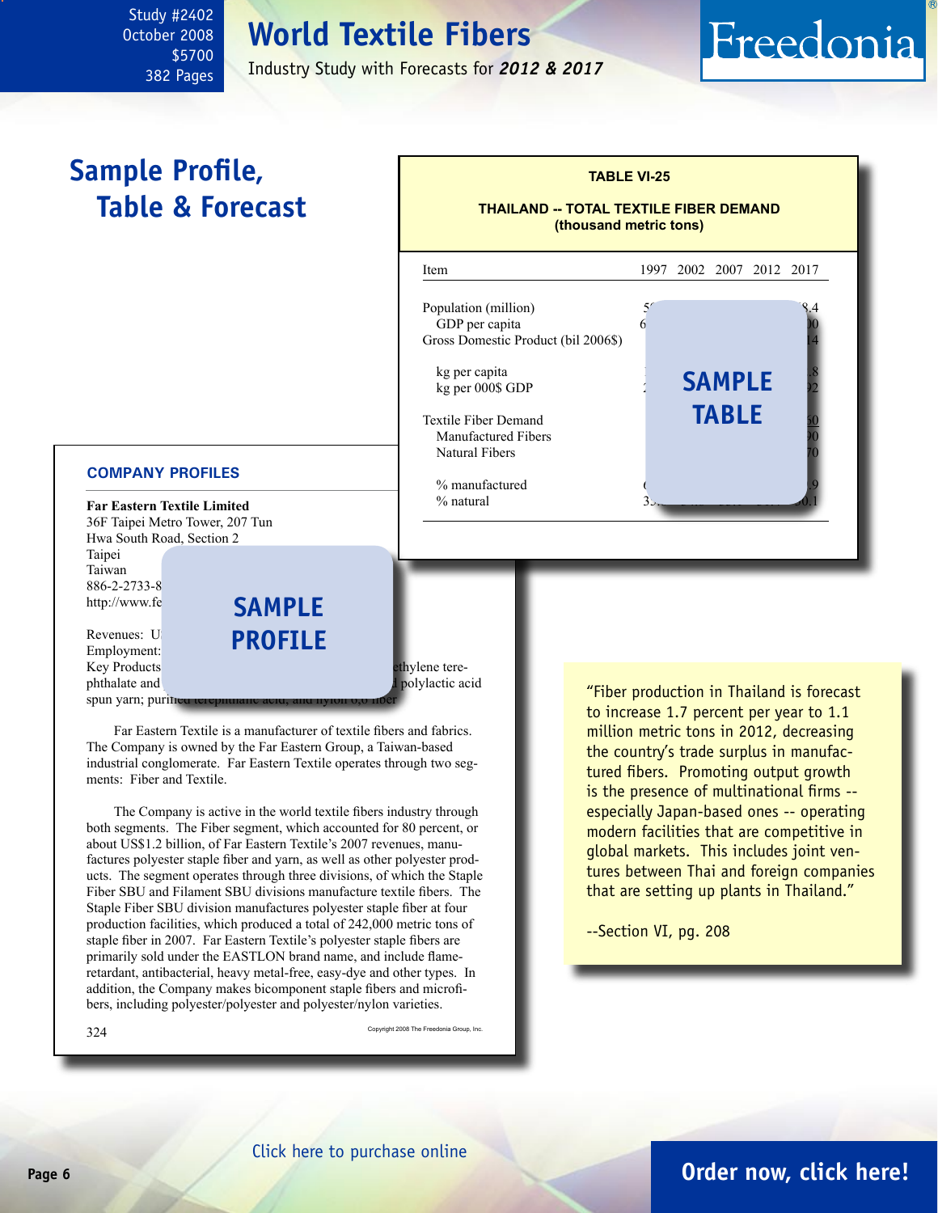# World Textile Fibers

Study #2402
October 2008
$5700
382 Pages

Industry Study with Forecasts for ***2012 & 2017***

Freedonia

## Sample Profile, Table & Forecast

**TABLE VI-25**

**THAILAND -- TOTAL TEXTILE FIBER DEMAND (thousand metric tons)**

| Item | 1997 | 2002 | 2007 | 2012 | 2017 |
|---|---|---|---|---|---|
| Population (million) | 5 | | | | 8.4 |
| GDP per capita | 6 | | | | 00 |
| Gross Domestic Product (bil 2006$) | | | | | 14 |
| kg per capita | | | | | .8 |
| kg per 000$ GDP | 2 | | | | 92 |
| Textile Fiber Demand | | | | | 60 |
| Manufactured Fibers | | | | | 90 |
| Natural Fibers | | | | | 70 |
| % manufactured | 6 | | | | .9 |
| % natural | 3 | | | | 0.1 |

**SAMPLE TABLE**

### COMPANY PROFILES

**Far Eastern Textile Limited**
36F Taipei Metro Tower, 207 Tun
Hwa South Road, Section 2
Taipei
Taiwan
886-2-2733-8
http://www.fe

Revenues: U
Employment:
Key Products ethylene terephthalate and polylactic acid spun yarn; purified terephthalic acid, and nylon 6,6 fiber

**SAMPLE PROFILE**

Far Eastern Textile is a manufacturer of textile fibers and fabrics. The Company is owned by the Far Eastern Group, a Taiwan-based industrial conglomerate. Far Eastern Textile operates through two segments: Fiber and Textile.

The Company is active in the world textile fibers industry through both segments. The Fiber segment, which accounted for 80 percent, or about US$1.2 billion, of Far Eastern Textile's 2007 revenues, manufactures polyester staple fiber and yarn, as well as other polyester products. The segment operates through three divisions, of which the Staple Fiber SBU and Filament SBU divisions manufacture textile fibers. The Staple Fiber SBU division manufactures polyester staple fiber at four production facilities, which produced a total of 242,000 metric tons of staple fiber in 2007. Far Eastern Textile's polyester staple fibers are primarily sold under the EASTLON brand name, and include flame-retardant, antibacterial, heavy metal-free, easy-dye and other types. In addition, the Company makes bicomponent staple fibers and microfibers, including polyester/polyester and polyester/nylon varieties.

324 Copyright 2008 The Freedonia Group, Inc.

"Fiber production in Thailand is forecast to increase 1.7 percent per year to 1.1 million metric tons in 2012, decreasing the country's trade surplus in manufactured fibers. Promoting output growth is the presence of multinational firms -- especially Japan-based ones -- operating modern facilities that are competitive in global markets. This includes joint ventures between Thai and foreign companies that are setting up plants in Thailand."

--Section VI, pg. 208

Click here to purchase online

**Order now, click here!**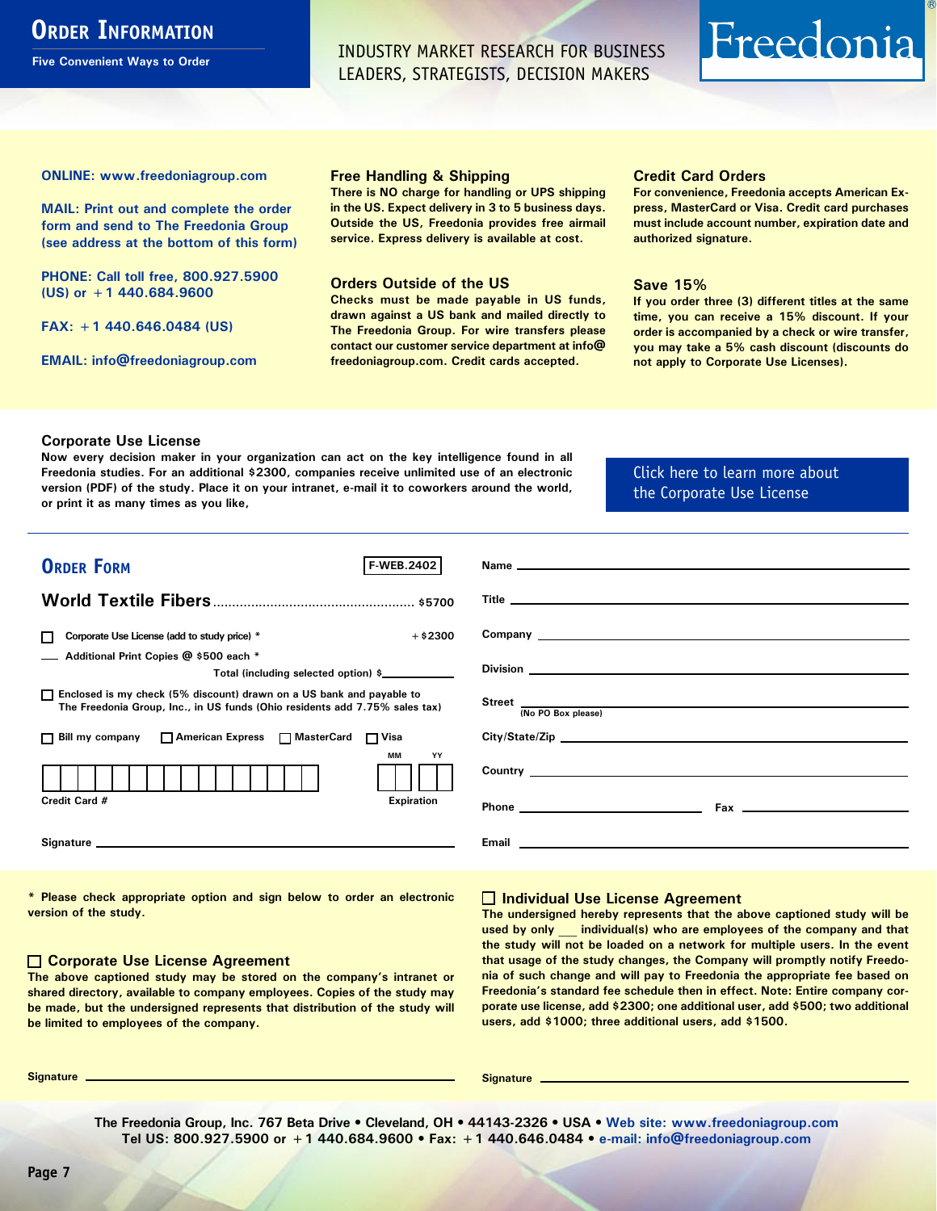# Order Information

Five Convenient Ways to Order

INDUSTRY MARKET RESEARCH FOR BUSINESS LEADERS, STRATEGISTS, DECISION MAKERS

Freedonia®

**ONLINE: www.freedoniagroup.com**

**MAIL: Print out and complete the order form and send to The Freedonia Group (see address at the bottom of this form)**

**PHONE: Call toll free, 800.927.5900 (US) or +1 440.684.9600**

**FAX: +1 440.646.0484 (US)**

**EMAIL: info@freedoniagroup.com**

### Free Handling & Shipping

There is NO charge for handling or UPS shipping in the US. Expect delivery in 3 to 5 business days. Outside the US, Freedonia provides free airmail service. Express delivery is available at cost.

### Orders Outside of the US

Checks must be made payable in US funds, drawn against a US bank and mailed directly to The Freedonia Group. For wire transfers please contact our customer service department at info@freedoniagroup.com. Credit cards accepted.

### Credit Card Orders

For convenience, Freedonia accepts American Express, MasterCard or Visa. Credit card purchases must include account number, expiration date and authorized signature.

### Save 15%

If you order three (3) different titles at the same time, you can receive a 15% discount. If your order is accompanied by a check or wire transfer, you may take a 5% cash discount (discounts do not apply to Corporate Use Licenses).

### Corporate Use License

Now every decision maker in your organization can act on the key intelligence found in all Freedonia studies. For an additional $2300, companies receive unlimited use of an electronic version (PDF) of the study. Place it on your intranet, e-mail it to coworkers around the world, or print it as many times as you like,

Click here to learn more about the Corporate Use License

## Order Form

F-WEB.2402

**World Textile Fibers** .................................................... $5700

☐ Corporate Use License (add to study price) * +$2300

___ Additional Print Copies @ $500 each *

Total (including selected option) $__________

☐ Enclosed is my check (5% discount) drawn on a US bank and payable to The Freedonia Group, Inc., in US funds (Ohio residents add 7.75% sales tax)

☐ Bill my company ☐ American Express ☐ MasterCard ☐ Visa

Credit Card # __________ Expiration MM YY

Signature __________

Name __________

Title __________

Company __________

Division __________

Street __________ (No PO Box please)

City/State/Zip __________

Country __________

Phone __________ Fax __________

Email __________

\* Please check appropriate option and sign below to order an electronic version of the study.

### ☐ Corporate Use License Agreement

The above captioned study may be stored on the company's intranet or shared directory, available to company employees. Copies of the study may be made, but the undersigned represents that distribution of the study will be limited to employees of the company.

Signature __________

### ☐ Individual Use License Agreement

The undersigned hereby represents that the above captioned study will be used by only ___ individual(s) who are employees of the company and that the study will not be loaded on a network for multiple users. In the event that usage of the study changes, the Company will promptly notify Freedonia of such change and will pay to Freedonia the appropriate fee based on Freedonia's standard fee schedule then in effect. Note: Entire company corporate use license, add $2300; one additional user, add $500; two additional users, add $1000; three additional users, add $1500.

Signature __________

The Freedonia Group, Inc. 767 Beta Drive • Cleveland, OH • 44143-2326 • USA • Web site: www.freedoniagroup.com
Tel US: 800.927.5900 or +1 440.684.9600 • Fax: +1 440.646.0484 • e-mail: info@freedoniagroup.com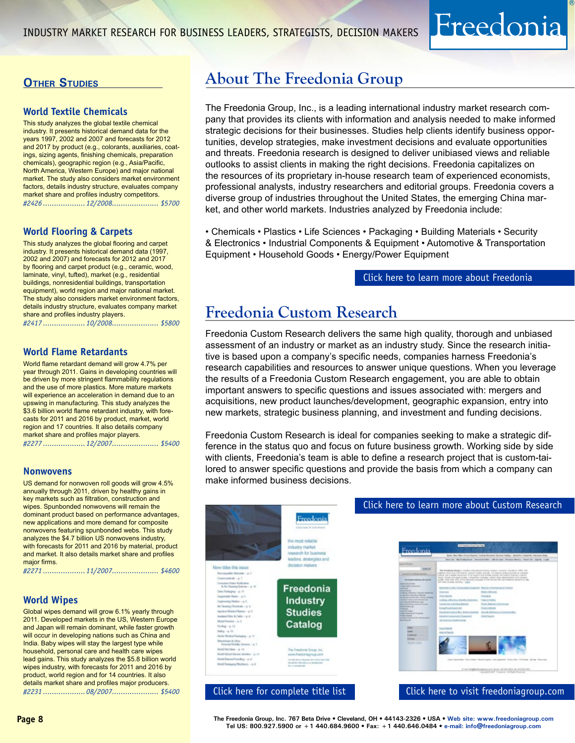INDUSTRY MARKET RESEARCH FOR BUSINESS LEADERS, STRATEGISTS, DECISION MAKERS

## Other Studies

### World Textile Chemicals

This study analyzes the global textile chemical industry. It presents historical demand data for the years 1997, 2002 and 2007 and forecasts for 2012 and 2017 by product (e.g., colorants, auxiliaries, coatings, sizing agents, finishing chemicals, preparation chemicals), geographic region (e.g., Asia/Pacific, North America, Western Europe) and major national market. The study also considers market environment factors, details industry structure, evaluates company market share and profiles industry competitors.

*#2426 .................. 12/2008..................... $5700*

### World Flooring & Carpets

This study analyzes the global flooring and carpet industry. It presents historical demand data (1997, 2002 and 2007) and forecasts for 2012 and 2017 by flooring and carpet product (e.g., ceramic, wood, laminate, vinyl, tufted), market (e.g., residential buildings, nonresidential buildings, transportation equipment), world region and major national market. The study also considers market environment factors, details industry structure, evaluates company market share and profiles industry players.

*#2417 .................. 10/2008..................... $5800*

### World Flame Retardants

World flame retardant demand will grow 4.7% per year through 2011. Gains in developing countries will be driven by more stringent flammability regulations and the use of more plastics. More mature markets will experience an acceleration in demand due to an upswing in manufacturing. This study analyzes the $3.6 billion world flame retardant industry, with forecasts for 2011 and 2016 by product, market, world region and 17 countries. It also details company market share and profiles major players.

*#2277 .................. 12/2007..................... $5400*

### Nonwovens

US demand for nonwoven roll goods will grow 4.5% annually through 2011, driven by healthy gains in key markets such as filtration, construction and wipes. Spunbonded nonwovens will remain the dominant product based on performance advantages, new applications and more demand for composite nonwovens featuring spunbonded webs. This study analyzes the $4.7 billion US nonwovens industry, with forecasts for 2011 and 2016 by material, product and market. It also details market share and profiles major firms.

*#2271 .................. 11/2007..................... $4600*

### World Wipes

Global wipes demand will grow 6.1% yearly through 2011. Developed markets in the US, Western Europe and Japan will remain dominant, while faster growth will occur in developing nations such as China and India. Baby wipes will stay the largest type while household, personal care and health care wipes lead gains. This study analyzes the $5.8 billion world wipes industry, with forecasts for 2011 and 2016 by product, world region and for 14 countries. It also details market share and profiles major producers.

*#2231 .................. 08/2007..................... $5400*

## About The Freedonia Group

The Freedonia Group, Inc., is a leading international industry market research company that provides its clients with information and analysis needed to make informed strategic decisions for their businesses. Studies help clients identify business opportunities, develop strategies, make investment decisions and evaluate opportunities and threats. Freedonia research is designed to deliver unibiased views and reliable outlooks to assist clients in making the right decisions. Freedonia capitalizes on the resources of its proprietary in-house research team of experienced economists, professional analysts, industry researchers and editorial groups. Freedonia covers a diverse group of industries throughout the United States, the emerging China market, and other world markets. Industries analyzed by Freedonia include:

• Chemicals • Plastics • Life Sciences • Packaging • Building Materials • Security & Electronics • Industrial Components & Equipment • Automotive & Transportation Equipment • Household Goods • Energy/Power Equipment

Click here to learn more about Freedonia

## Freedonia Custom Research

Freedonia Custom Research delivers the same high quality, thorough and unbiased assessment of an industry or market as an industry study. Since the research initiative is based upon a company's specific needs, companies harness Freedonia's research capabilities and resources to answer unique questions. When you leverage the results of a Freedonia Custom Research engagement, you are able to obtain important answers to specific questions and issues associated with: mergers and acquisitions, new product launches/development, geographic expansion, entry into new markets, strategic business planning, and investment and funding decisions.

Freedonia Custom Research is ideal for companies seeking to make a strategic difference in the status quo and focus on future business growth. Working side by side with clients, Freedonia's team is able to define a research project that is custom-tailored to answer specific questions and provide the basis from which a company can make informed business decisions.

Click here to learn more about Custom Research

Click here for complete title list

Click here to visit freedoniagroup.com

The Freedonia Group, Inc. 767 Beta Drive • Cleveland, OH • 44143-2326 • USA • Web site: www.freedoniagroup.com
Tel US: 800.927.5900 or +1 440.684.9600 • Fax: +1 440.646.0484 • e-mail: info@freedoniagroup.com